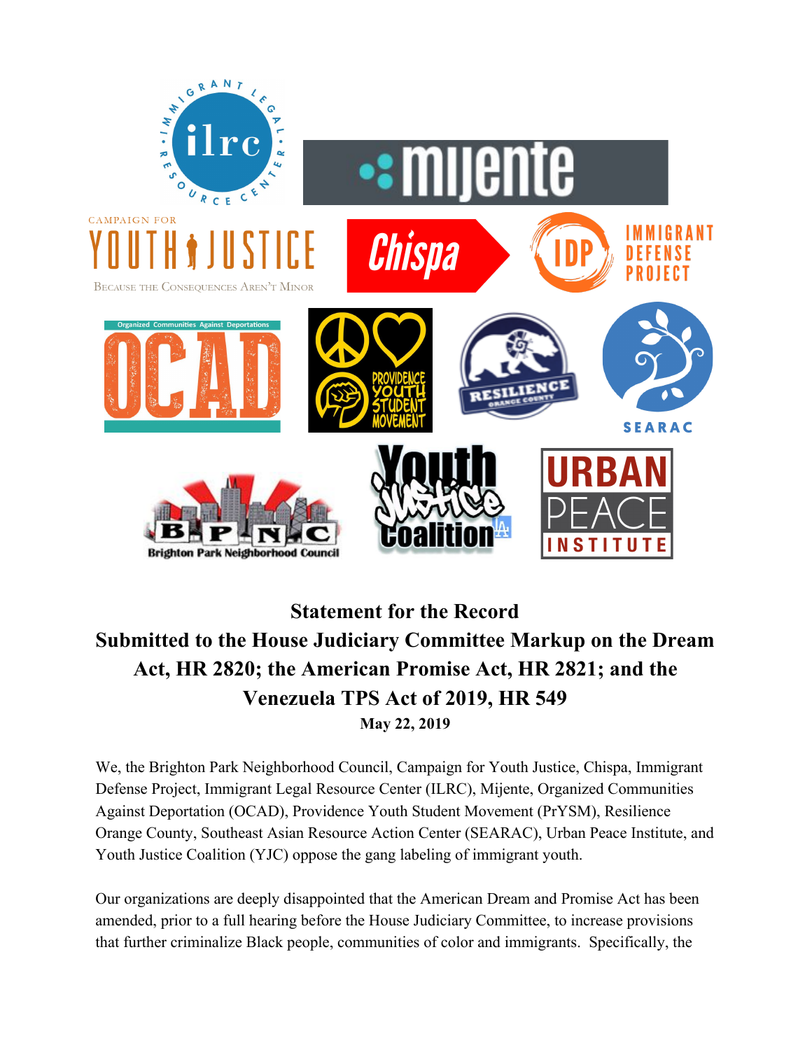**Statement for the Record**

**Submitted to the House Judiciary Committee Markup on the Dream Act, HR 2820; the American Promise Act, HR 2821; and the Venezuela TPS Act of 2019, HR 549**

**May 22, 2019**

We, the Brighton Park Neighborhood Council, Campaign for Youth Justice, Chispa, Immigrant Defense Project, Immigrant Legal Resource Center (ILRC), Mijente, Organized Communities Against Deportation (OCAD), Providence Youth Student Movement (PrYSM), Resilience Orange County, Southeast Asian Resource Action Center (SEARAC), Urban Peace Institute, and Youth Justice Coalition (YJC) oppose the gang labeling of immigrant youth.

Our organizations are deeply disappointed that the American Dream and Promise Act has been amended, prior to a full hearing before the House Judiciary Committee, to increase provisions that further criminalize Black people, communities of color and immigrants. Specifically, the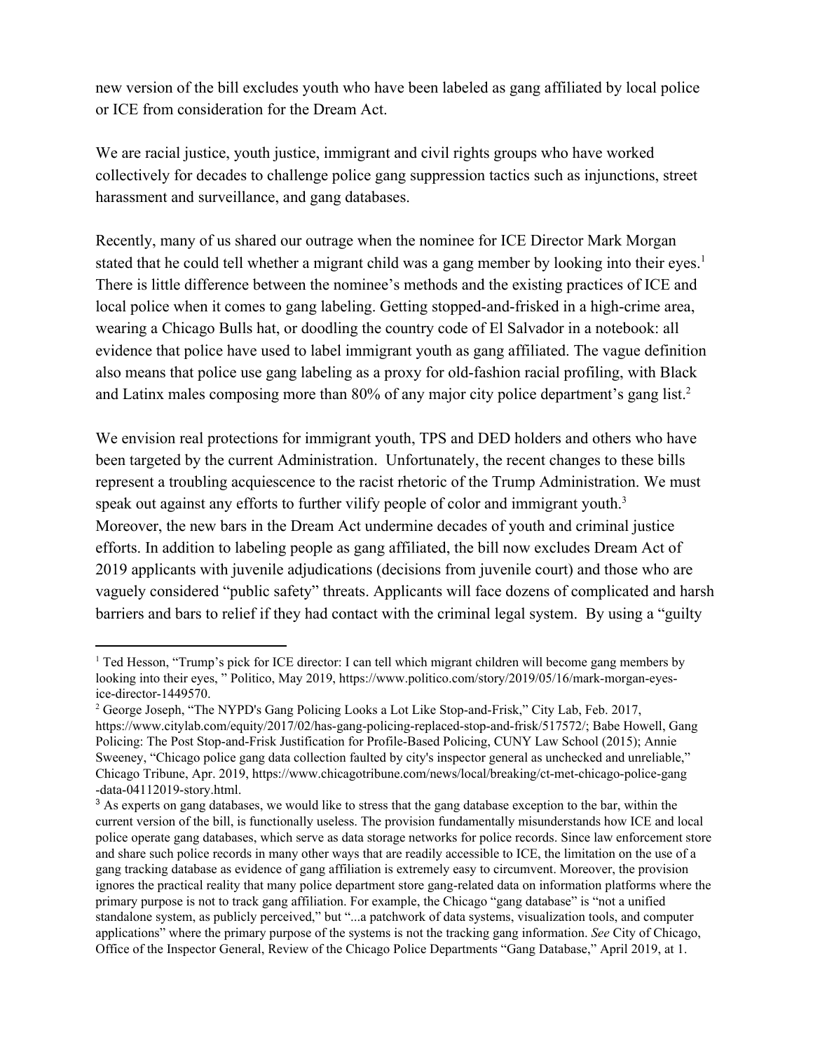new version of the bill excludes youth who have been labeled as gang affiliated by local police or ICE from consideration for the Dream Act.

We are racial justice, youth justice, immigrant and civil rights groups who have worked collectively for decades to challenge police gang suppression tactics such as injunctions, street harassment and surveillance, and gang databases.

Recently, many of us shared our outrage when the nominee for ICE Director Mark Morgan stated that he could tell whether a migrant child was a gang member by looking into their eyes.[1] There is little difference between the nominee's methods and the existing practices of ICE and local police when it comes to gang labeling. Getting stopped-and-frisked in a high-crime area, wearing a Chicago Bulls hat, or doodling the country code of El Salvador in a notebook: all evidence that police have used to label immigrant youth as gang affiliated. The vague definition also means that police use gang labeling as a proxy for old-fashion racial profiling, with Black and Latinx males composing more than 80% of any major city police department's gang list.[2]

We envision real protections for immigrant youth, TPS and DED holders and others who have been targeted by the current Administration. Unfortunately, the recent changes to these bills represent a troubling acquiescence to the racist rhetoric of the Trump Administration. We must speak out against any efforts to further vilify people of color and immigrant youth.[3] Moreover, the new bars in the Dream Act undermine decades of youth and criminal justice efforts. In addition to labeling people as gang affiliated, the bill now excludes Dream Act of 2019 applicants with juvenile adjudications (decisions from juvenile court) and those who are vaguely considered "public safety" threats. Applicants will face dozens of complicated and harsh barriers and bars to relief if they had contact with the criminal legal system. By using a "guilty

---

[1] Ted Hesson, "Trump's pick for ICE director: I can tell which migrant children will become gang members by looking into their eyes, " Politico, May 2019, https://www.politico.com/story/2019/05/16/mark-morgan-eyes-ice-director-1449570.

[2] George Joseph, "The NYPD's Gang Policing Looks a Lot Like Stop-and-Frisk," City Lab, Feb. 2017, https://www.citylab.com/equity/2017/02/has-gang-policing-replaced-stop-and-frisk/517572/; Babe Howell, Gang Policing: The Post Stop-and-Frisk Justification for Profile-Based Policing, CUNY Law School (2015); Annie Sweeney, "Chicago police gang data collection faulted by city's inspector general as unchecked and unreliable," Chicago Tribune, Apr. 2019, https://www.chicagotribune.com/news/local/breaking/ct-met-chicago-police-gang-data-04112019-story.html.

[3] As experts on gang databases, we would like to stress that the gang database exception to the bar, within the current version of the bill, is functionally useless. The provision fundamentally misunderstands how ICE and local police operate gang databases, which serve as data storage networks for police records. Since law enforcement store and share such police records in many other ways that are readily accessible to ICE, the limitation on the use of a gang tracking database as evidence of gang affiliation is extremely easy to circumvent. Moreover, the provision ignores the practical reality that many police department store gang-related data on information platforms where the primary purpose is not to track gang affiliation. For example, the Chicago "gang database" is "not a unified standalone system, as publicly perceived," but "...a patchwork of data systems, visualization tools, and computer applications" where the primary purpose of the systems is not the tracking gang information. *See* City of Chicago, Office of the Inspector General, Review of the Chicago Police Departments "Gang Database," April 2019, at 1.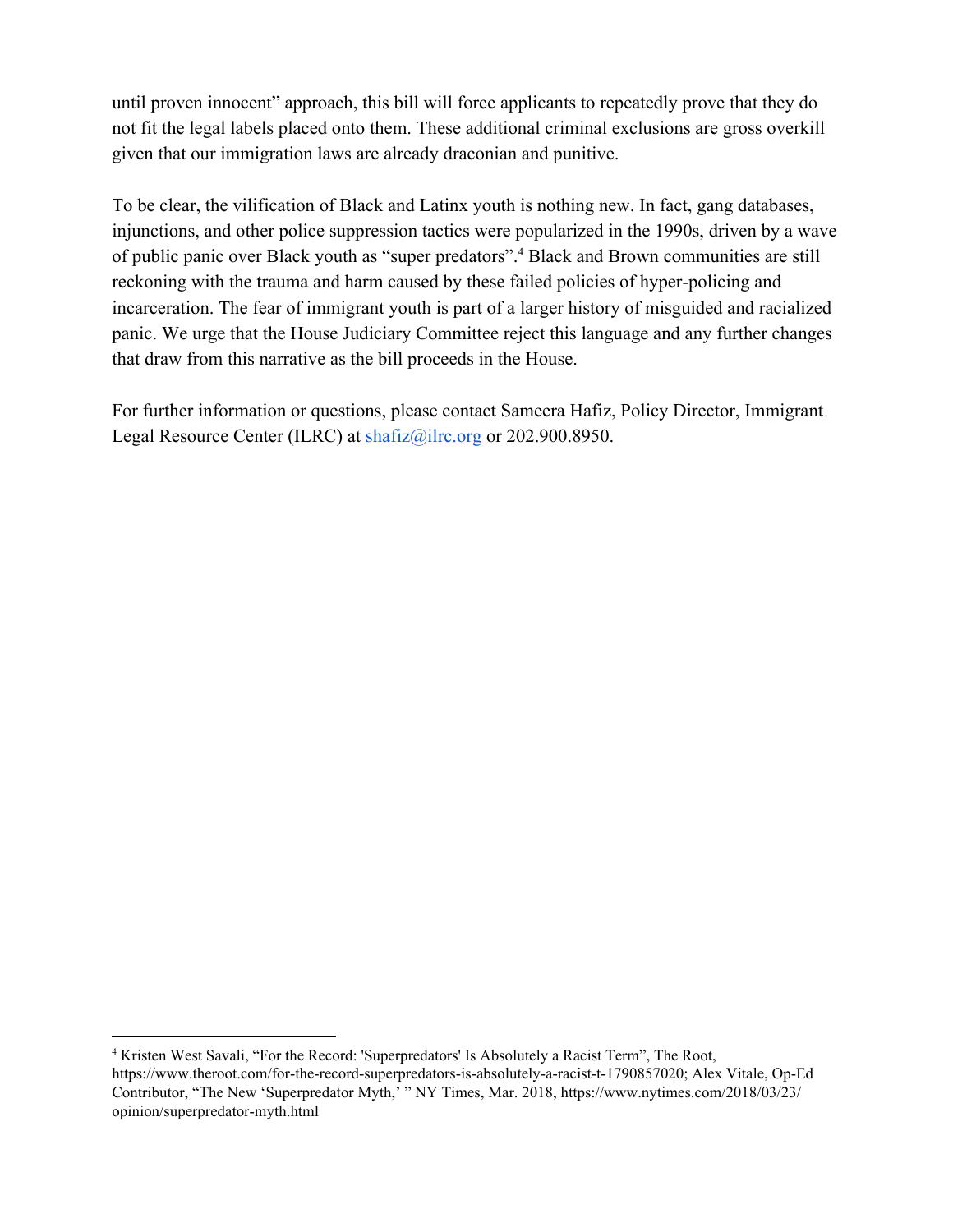until proven innocent" approach, this bill will force applicants to repeatedly prove that they do not fit the legal labels placed onto them. These additional criminal exclusions are gross overkill given that our immigration laws are already draconian and punitive.

To be clear, the vilification of Black and Latinx youth is nothing new. In fact, gang databases, injunctions, and other police suppression tactics were popularized in the 1990s, driven by a wave of public panic over Black youth as "super predators".[4] Black and Brown communities are still reckoning with the trauma and harm caused by these failed policies of hyper-policing and incarceration. The fear of immigrant youth is part of a larger history of misguided and racialized panic. We urge that the House Judiciary Committee reject this language and any further changes that draw from this narrative as the bill proceeds in the House.

For further information or questions, please contact Sameera Hafiz, Policy Director, Immigrant Legal Resource Center (ILRC) at [shafiz@ilrc.org](mailto:shafiz@ilrc.org) or 202.900.8950.

---

[4] Kristen West Savali, "For the Record: 'Superpredators' Is Absolutely a Racist Term", The Root, https://www.theroot.com/for-the-record-superpredators-is-absolutely-a-racist-t-1790857020; Alex Vitale, Op-Ed Contributor, "The New 'Superpredator Myth,' " NY Times, Mar. 2018, https://www.nytimes.com/2018/03/23/opinion/superpredator-myth.html